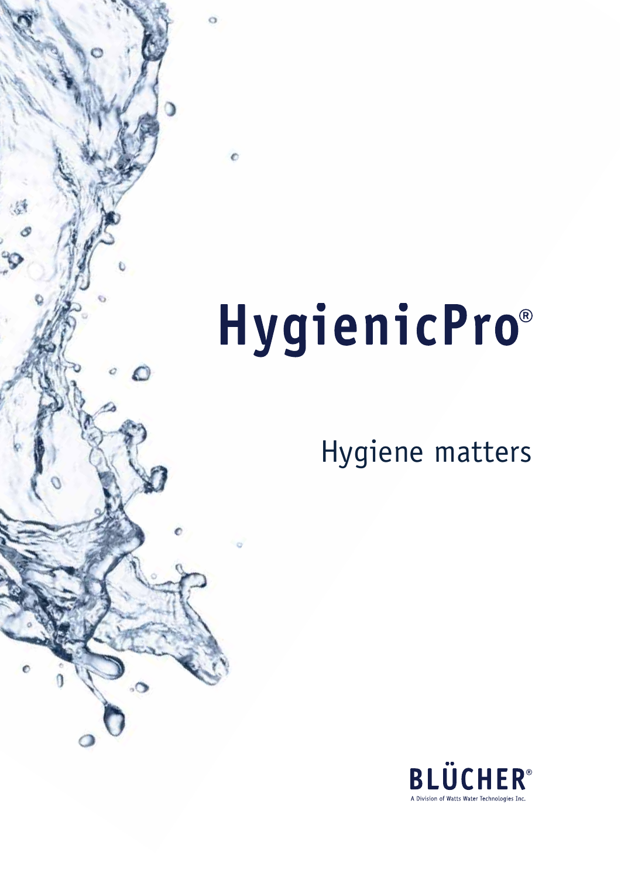# HygienicPro®

## Hygiene matters

BLÜCHER®

A Division of Watts Water Technologies Inc.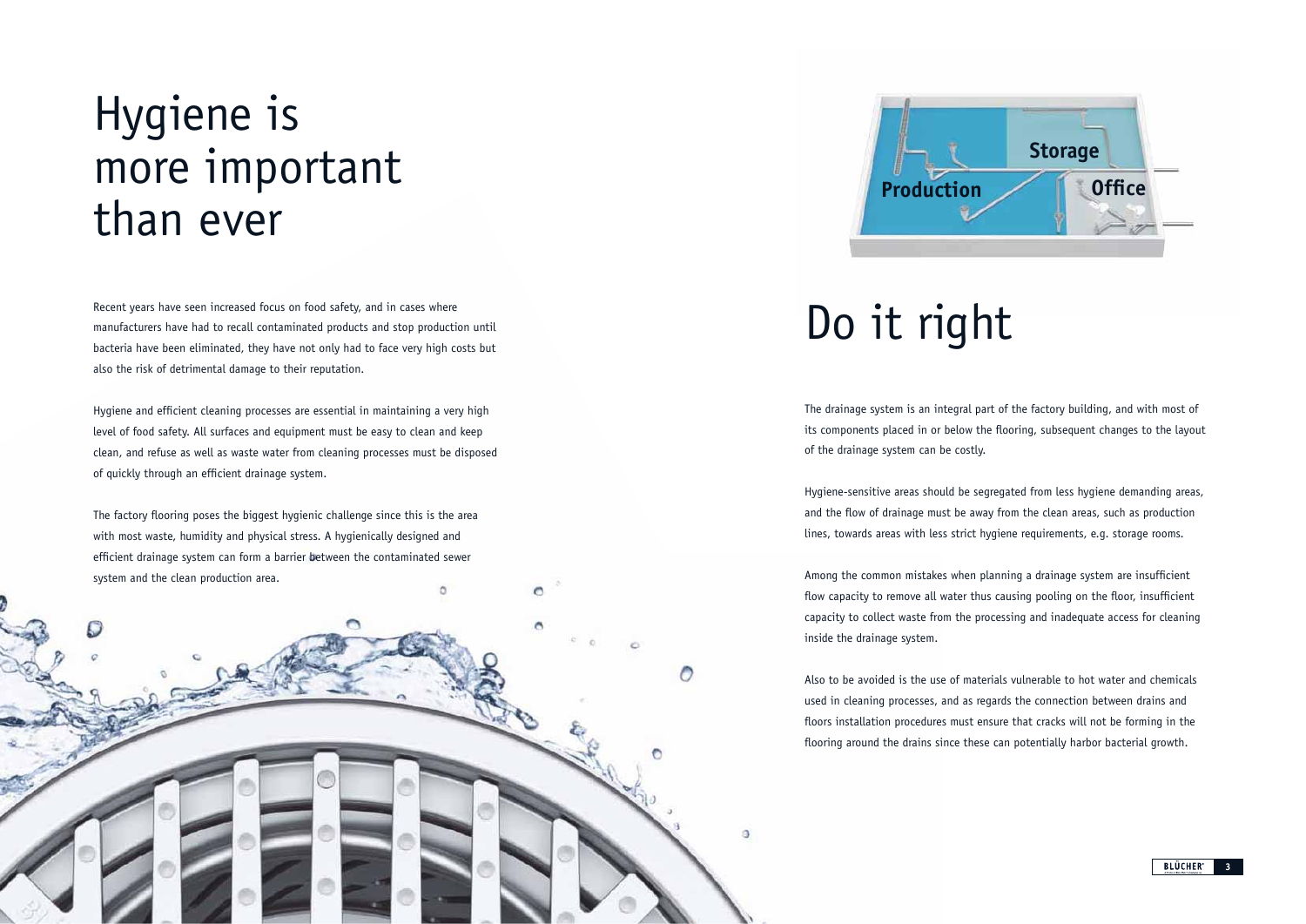# Hygiene is more important than ever

Recent years have seen increased focus on food safety, and in cases where manufacturers have had to recall contaminated products and stop production until bacteria have been eliminated, they have not only had to face very high costs but also the risk of detrimental damage to their reputation.

Hygiene and efficient cleaning processes are essential in maintaining a very high level of food safety. All surfaces and equipment must be easy to clean and keep clean, and refuse as well as waste water from cleaning processes must be disposed of quickly through an efficient drainage system.

The factory flooring poses the biggest hygienic challenge since this is the area with most waste, humidity and physical stress. A hygienically designed and efficient drainage system can form a barrier between the contaminated sewer system and the clean production area.

# Do it right

The drainage system is an integral part of the factory building, and with most of its components placed in or below the flooring, subsequent changes to the layout of the drainage system can be costly.

Hygiene-sensitive areas should be segregated from less hygiene demanding areas, and the flow of drainage must be away from the clean areas, such as production lines, towards areas with less strict hygiene requirements, e.g. storage rooms.

Among the common mistakes when planning a drainage system are insufficient flow capacity to remove all water thus causing pooling on the floor, insufficient capacity to collect waste from the processing and inadequate access for cleaning inside the drainage system.

Also to be avoided is the use of materials vulnerable to hot water and chemicals used in cleaning processes, and as regards the connection between drains and floors installation procedures must ensure that cracks will not be forming in the flooring around the drains since these can potentially harbor bacterial growth.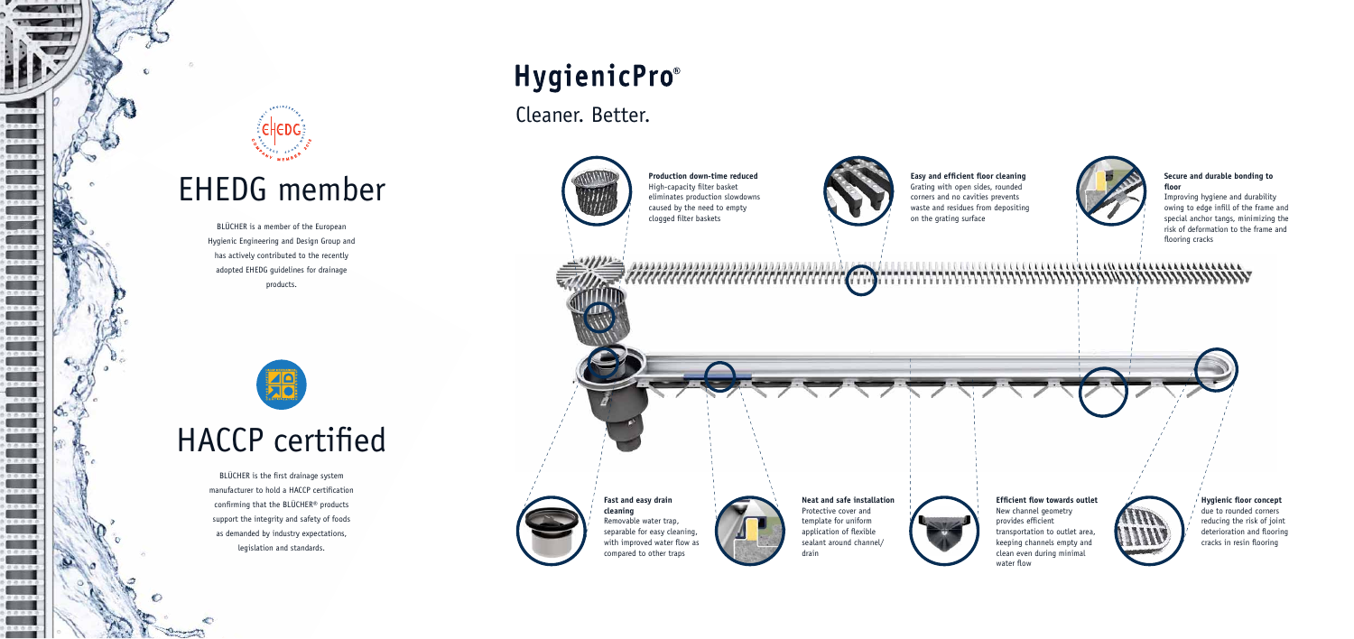# EHEDG member

BLÜCHER is a member of the European Hygienic Engineering and Design Group and has actively contributed to the recently adopted EHEDG guidelines for drainage products.

# HACCP certified

BLÜCHER is the first drainage system manufacturer to hold a HACCP certification confirming that the BLÜCHER® products support the integrity and safety of foods as demanded by industry expectations, legislation and standards.

# HygienicPro®

## Cleaner. Better.

**Production down-time reduced**
High-capacity filter basket eliminates production slowdowns caused by the need to empty clogged filter baskets

**Easy and efficient floor cleaning**
Grating with open sides, rounded corners and no cavities prevents waste and residues from depositing on the grating surface

**Secure and durable bonding to floor**
Improving hygiene and durability owing to edge infill of the frame and special anchor tangs, minimizing the risk of deformation to the frame and flooring cracks

**Fast and easy drain cleaning**
Removable water trap, separable for easy cleaning, with improved water flow as compared to other traps

**Neat and safe installation**
Protective cover and template for uniform application of flexible sealant around channel/drain

**Efficient flow towards outlet**
New channel geometry provides efficient transportation to outlet area, keeping channels empty and clean even during minimal water flow

**Hygienic floor concept**
due to rounded corners reducing the risk of joint deterioration and flooring cracks in resin flooring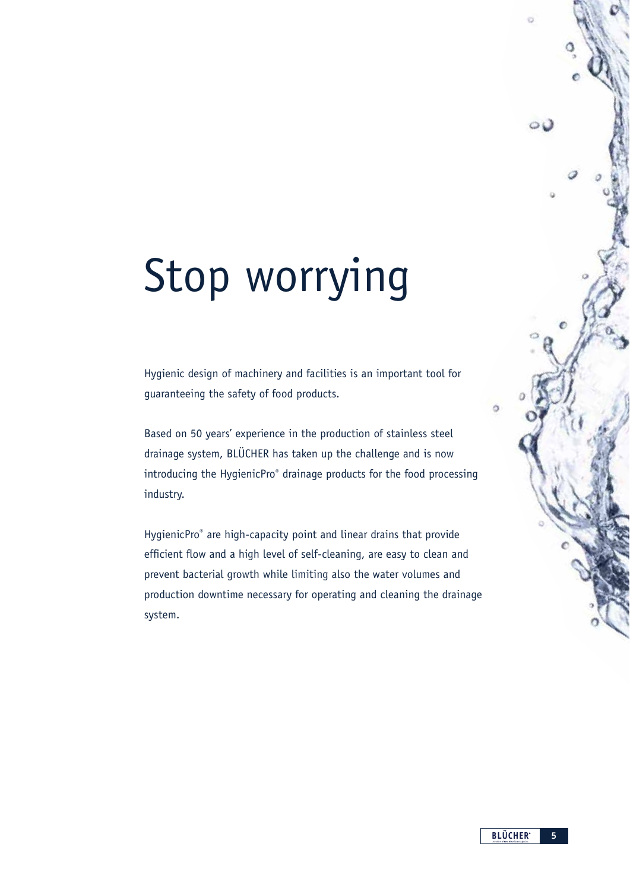# Stop worrying

Hygienic design of machinery and facilities is an important tool for guaranteeing the safety of food products.

Based on 50 years' experience in the production of stainless steel drainage system, BLÜCHER has taken up the challenge and is now introducing the HygienicPro® drainage products for the food processing industry.

HygienicPro® are high-capacity point and linear drains that provide efficient flow and a high level of self-cleaning, are easy to clean and prevent bacterial growth while limiting also the water volumes and production downtime necessary for operating and cleaning the drainage system.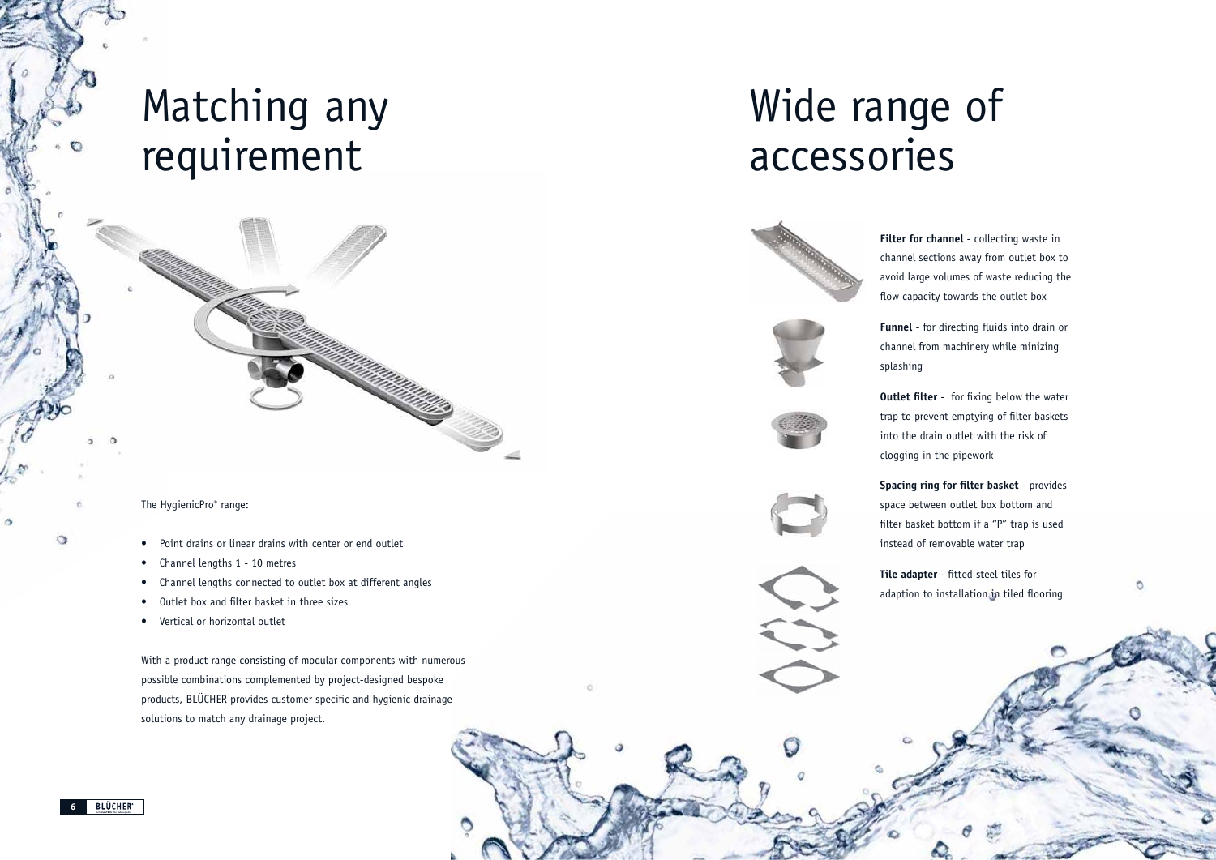# Matching any requirement

The HygienicPro® range:

- Point drains or linear drains with center or end outlet
- Channel lengths 1 - 10 metres
- Channel lengths connected to outlet box at different angles
- Outlet box and filter basket in three sizes
- Vertical or horizontal outlet

With a product range consisting of modular components with numerous possible combinations complemented by project-designed bespoke products, BLÜCHER provides customer specific and hygienic drainage solutions to match any drainage project.

# Wide range of accessories

**Filter for channel** - collecting waste in channel sections away from outlet box to avoid large volumes of waste reducing the flow capacity towards the outlet box

**Funnel** - for directing fluids into drain or channel from machinery while minizing splashing

**Outlet filter** - for fixing below the water trap to prevent emptying of filter baskets into the drain outlet with the risk of clogging in the pipework

**Spacing ring for filter basket** - provides space between outlet box bottom and filter basket bottom if a "P" trap is used instead of removable water trap

**Tile adapter** - fitted steel tiles for adaption to installation in tiled flooring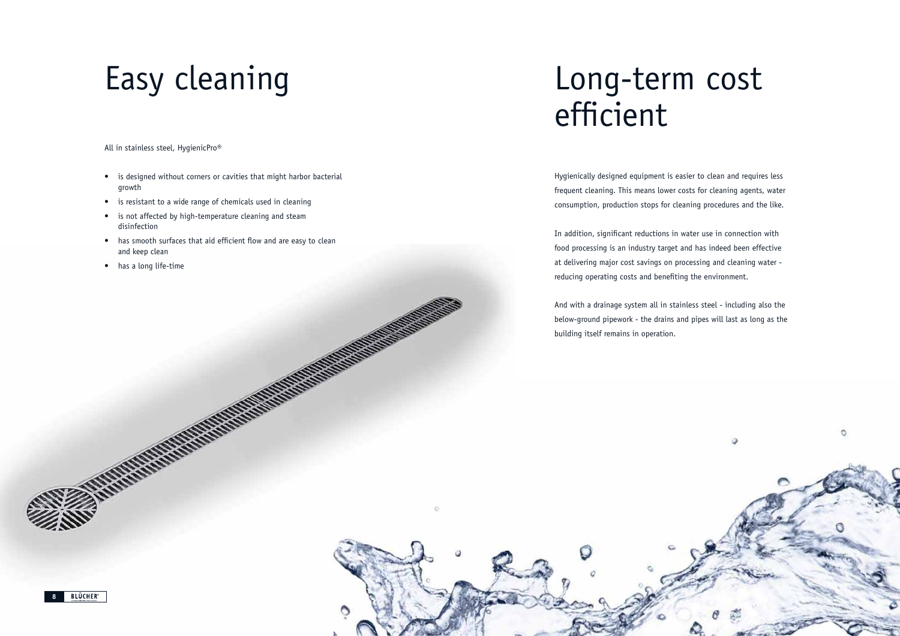# Easy cleaning

All in stainless steel, HygienicPro®

- is designed without corners or cavities that might harbor bacterial growth
- is resistant to a wide range of chemicals used in cleaning
- is not affected by high-temperature cleaning and steam disinfection
- has smooth surfaces that aid efficient flow and are easy to clean and keep clean
- has a long life-time

# Long-term cost efficient

Hygienically designed equipment is easier to clean and requires less frequent cleaning. This means lower costs for cleaning agents, water consumption, production stops for cleaning procedures and the like.

In addition, significant reductions in water use in connection with food processing is an industry target and has indeed been effective at delivering major cost savings on processing and cleaning water - reducing operating costs and benefiting the environment.

And with a drainage system all in stainless steel - including also the below-ground pipework - the drains and pipes will last as long as the building itself remains in operation.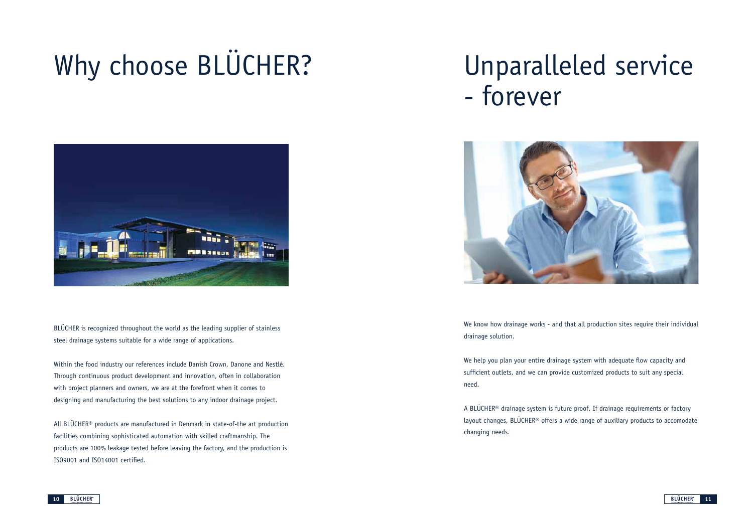# Why choose BLÜCHER?

BLÜCHER is recognized throughout the world as the leading supplier of stainless steel drainage systems suitable for a wide range of applications.

Within the food industry our references include Danish Crown, Danone and Nestlé. Through continuous product development and innovation, often in collaboration with project planners and owners, we are at the forefront when it comes to designing and manufacturing the best solutions to any indoor drainage project.

All BLÜCHER® products are manufactured in Denmark in state-of-the art production facilities combining sophisticated automation with skilled craftmanship. The products are 100% leakage tested before leaving the factory, and the production is ISO9001 and ISO14001 certified.

# Unparalleled service - forever

We know how drainage works - and that all production sites require their individual drainage solution.

We help you plan your entire drainage system with adequate flow capacity and sufficient outlets, and we can provide customized products to suit any special need.

A BLÜCHER® drainage system is future proof. If drainage requirements or factory layout changes, BLÜCHER® offers a wide range of auxiliary products to accomodate changing needs.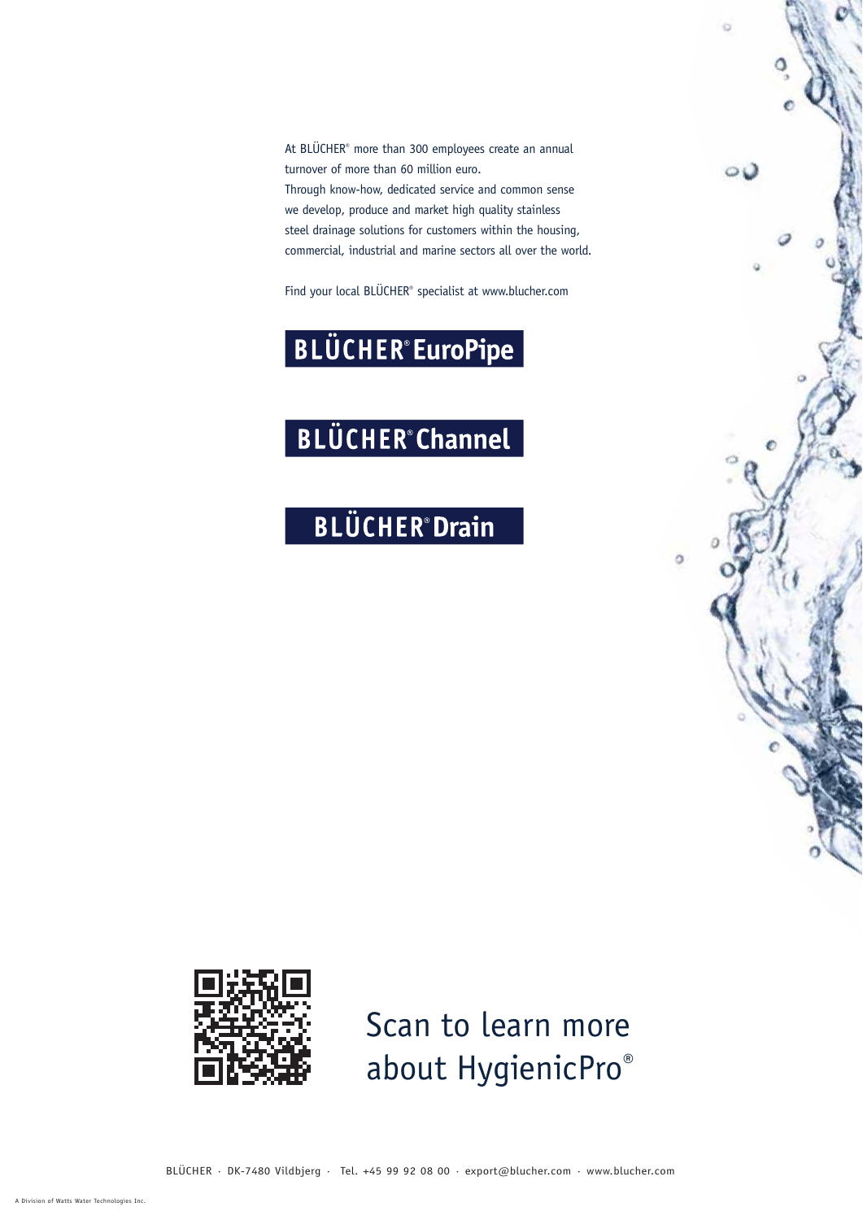At BLÜCHER® more than 300 employees create an annual turnover of more than 60 million euro.
Through know-how, dedicated service and common sense we develop, produce and market high quality stainless steel drainage solutions for customers within the housing, commercial, industrial and marine sectors all over the world.

Find your local BLÜCHER® specialist at www.blucher.com

**BLÜCHER® EuroPipe**

**BLÜCHER® Channel**

**BLÜCHER® Drain**

Scan to learn more about HygienicPro®

BLÜCHER · DK-7480 Vildbjerg · Tel. +45 99 92 08 00 · export@blucher.com · www.blucher.com

A Division of Watts Water Technologies Inc.